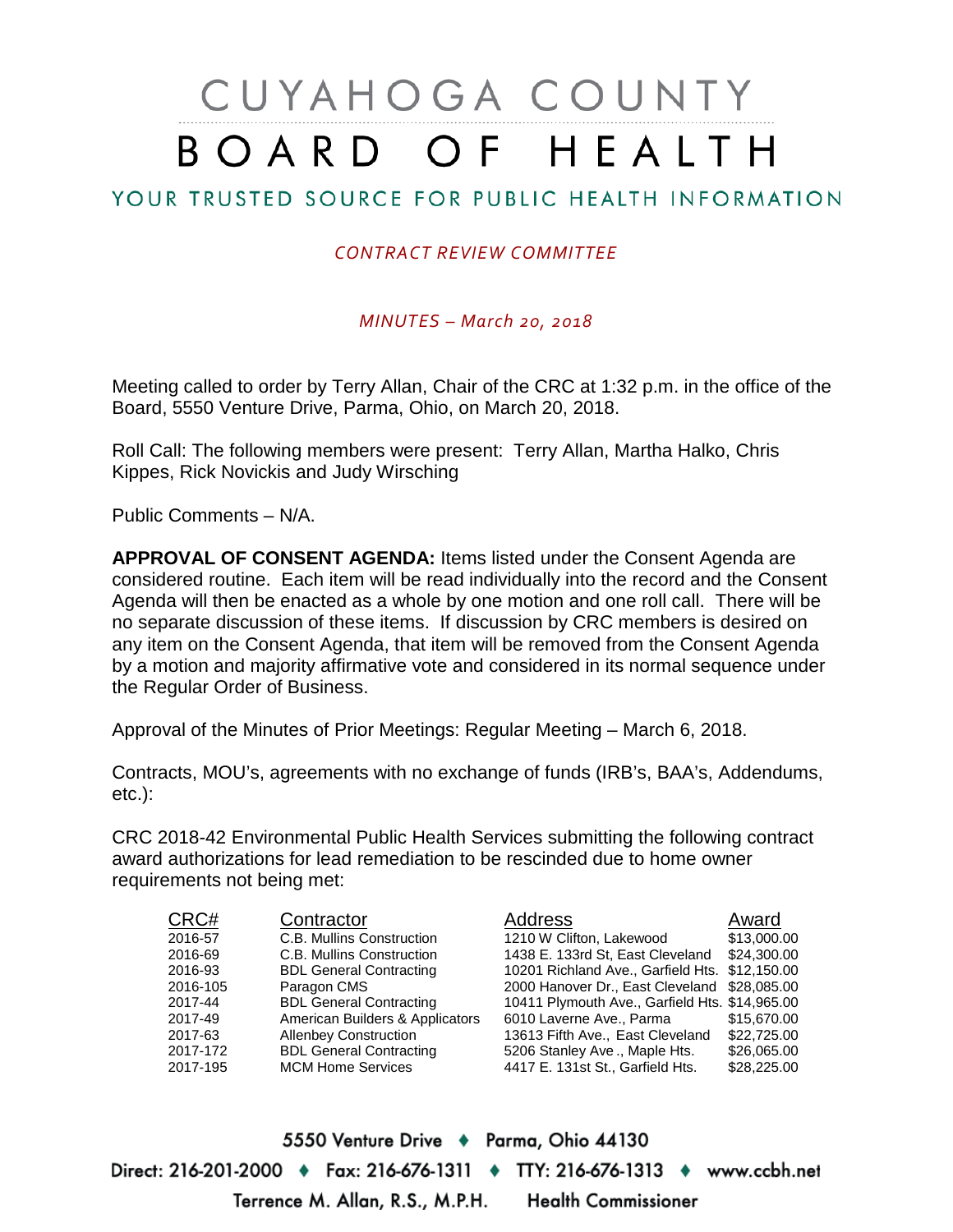# CUYAHOGA COUNTY BOARD OF HEALTH

## YOUR TRUSTED SOURCE FOR PUBLIC HEALTH INFORMATION

*CONTRACT REVIEW COMMITTEE*

*MINUTES – March 20, 2018*

Meeting called to order by Terry Allan, Chair of the CRC at 1:32 p.m. in the office of the Board, 5550 Venture Drive, Parma, Ohio, on March 20, 2018.

Roll Call: The following members were present: Terry Allan, Martha Halko, Chris Kippes, Rick Novickis and Judy Wirsching

Public Comments – N/A.

**APPROVAL OF CONSENT AGENDA:** Items listed under the Consent Agenda are considered routine. Each item will be read individually into the record and the Consent Agenda will then be enacted as a whole by one motion and one roll call. There will be no separate discussion of these items. If discussion by CRC members is desired on any item on the Consent Agenda, that item will be removed from the Consent Agenda by a motion and majority affirmative vote and considered in its normal sequence under the Regular Order of Business.

Approval of the Minutes of Prior Meetings: Regular Meeting – March 6, 2018.

Contracts, MOU's, agreements with no exchange of funds (IRB's, BAA's, Addendums, etc.):

CRC 2018-42 Environmental Public Health Services submitting the following contract award authorizations for lead remediation to be rescinded due to home owner requirements not being met:

| CRC# | Contractor | Address | Award |
|---|---|---|---|
| 2016-57 | C.B. Mullins Construction | 1210 W Clifton, Lakewood | $13,000.00 |
| 2016-69 | C.B. Mullins Construction | 1438 E. 133rd St, East Cleveland | $24,300.00 |
| 2016-93 | BDL General Contracting | 10201 Richland Ave., Garfield Hts. | $12,150.00 |
| 2016-105 | Paragon CMS | 2000 Hanover Dr., East Cleveland | $28,085.00 |
| 2017-44 | BDL General Contracting | 10411 Plymouth Ave., Garfield Hts. | $14,965.00 |
| 2017-49 | American Builders & Applicators | 6010 Laverne Ave., Parma | $15,670.00 |
| 2017-63 | Allenbey Construction | 13613 Fifth Ave., East Cleveland | $22,725.00 |
| 2017-172 | BDL General Contracting | 5206 Stanley Ave., Maple Hts. | $26,065.00 |
| 2017-195 | MCM Home Services | 4417 E. 131st St., Garfield Hts. | $28,225.00 |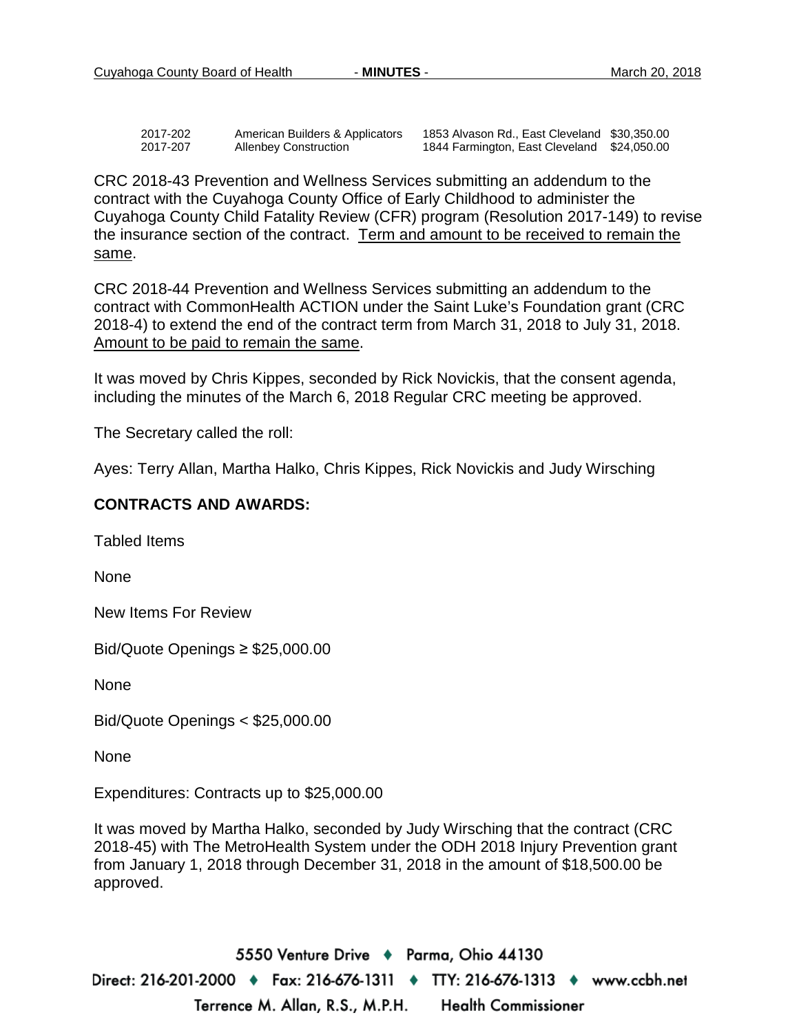| | | | |
|---|---|---|---|
| 2017-202 | American Builders & Applicators | 1853 Alvason Rd., East Cleveland | $30,350.00 |
| 2017-207 | Allenbey Construction | 1844 Farmington, East Cleveland | $24,050.00 |

CRC 2018-43 Prevention and Wellness Services submitting an addendum to the contract with the Cuyahoga County Office of Early Childhood to administer the Cuyahoga County Child Fatality Review (CFR) program (Resolution 2017-149) to revise the insurance section of the contract. Term and amount to be received to remain the same.

CRC 2018-44 Prevention and Wellness Services submitting an addendum to the contract with CommonHealth ACTION under the Saint Luke's Foundation grant (CRC 2018-4) to extend the end of the contract term from March 31, 2018 to July 31, 2018. Amount to be paid to remain the same.

It was moved by Chris Kippes, seconded by Rick Novickis, that the consent agenda, including the minutes of the March 6, 2018 Regular CRC meeting be approved.

The Secretary called the roll:

Ayes: Terry Allan, Martha Halko, Chris Kippes, Rick Novickis and Judy Wirsching

**CONTRACTS AND AWARDS:**

Tabled Items

None

New Items For Review

Bid/Quote Openings ≥ $25,000.00

None

Bid/Quote Openings < $25,000.00

None

Expenditures: Contracts up to $25,000.00

It was moved by Martha Halko, seconded by Judy Wirsching that the contract (CRC 2018-45) with The MetroHealth System under the ODH 2018 Injury Prevention grant from January 1, 2018 through December 31, 2018 in the amount of $18,500.00 be approved.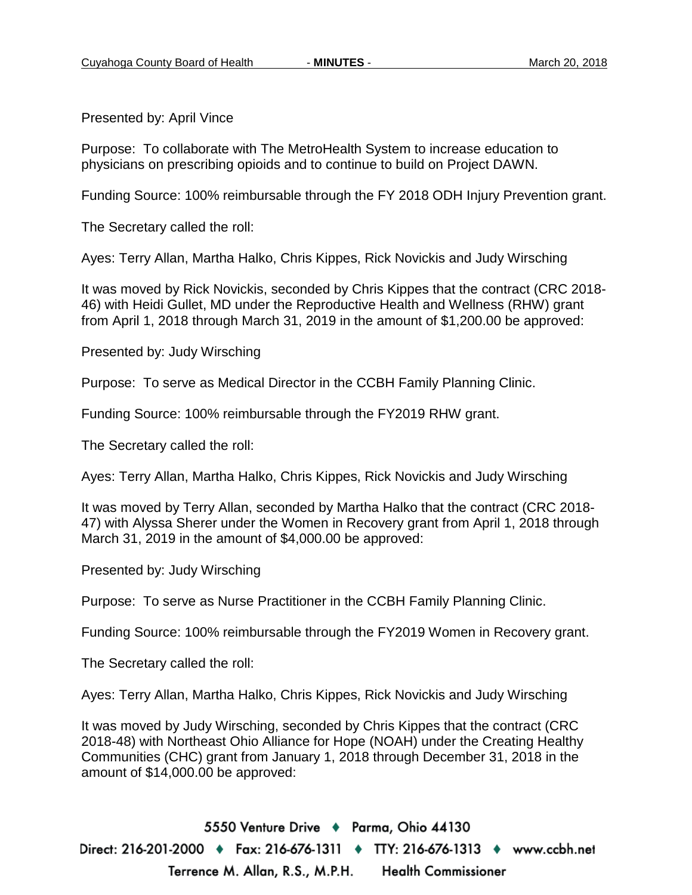Presented by: April Vince

Purpose: To collaborate with The MetroHealth System to increase education to physicians on prescribing opioids and to continue to build on Project DAWN.

Funding Source: 100% reimbursable through the FY 2018 ODH Injury Prevention grant.

The Secretary called the roll:

Ayes: Terry Allan, Martha Halko, Chris Kippes, Rick Novickis and Judy Wirsching

It was moved by Rick Novickis, seconded by Chris Kippes that the contract (CRC 2018-46) with Heidi Gullet, MD under the Reproductive Health and Wellness (RHW) grant from April 1, 2018 through March 31, 2019 in the amount of $1,200.00 be approved:

Presented by: Judy Wirsching

Purpose: To serve as Medical Director in the CCBH Family Planning Clinic.

Funding Source: 100% reimbursable through the FY2019 RHW grant.

The Secretary called the roll:

Ayes: Terry Allan, Martha Halko, Chris Kippes, Rick Novickis and Judy Wirsching

It was moved by Terry Allan, seconded by Martha Halko that the contract (CRC 2018-47) with Alyssa Sherer under the Women in Recovery grant from April 1, 2018 through March 31, 2019 in the amount of $4,000.00 be approved:

Presented by: Judy Wirsching

Purpose: To serve as Nurse Practitioner in the CCBH Family Planning Clinic.

Funding Source: 100% reimbursable through the FY2019 Women in Recovery grant.

The Secretary called the roll:

Ayes: Terry Allan, Martha Halko, Chris Kippes, Rick Novickis and Judy Wirsching

It was moved by Judy Wirsching, seconded by Chris Kippes that the contract (CRC 2018-48) with Northeast Ohio Alliance for Hope (NOAH) under the Creating Healthy Communities (CHC) grant from January 1, 2018 through December 31, 2018 in the amount of $14,000.00 be approved: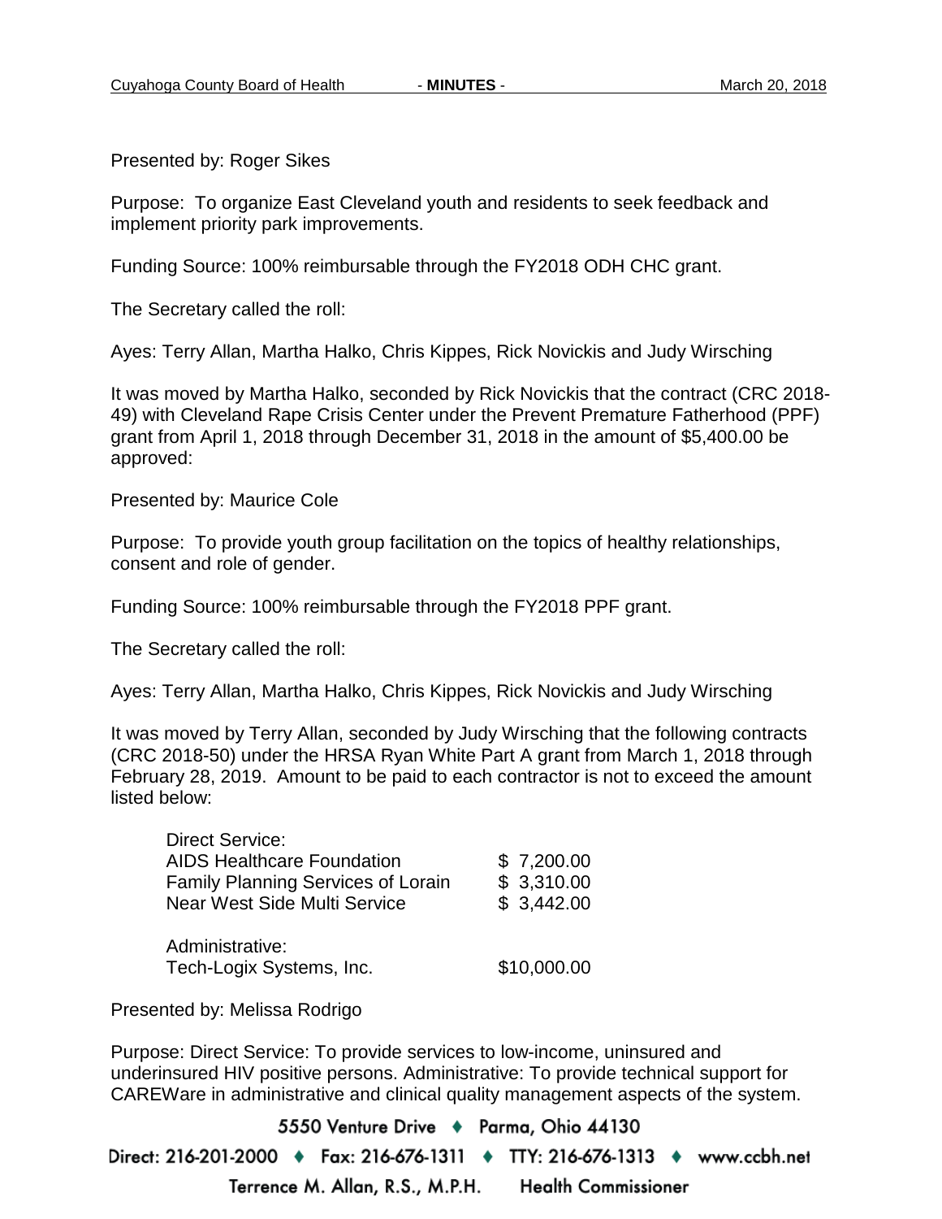Presented by: Roger Sikes

Purpose: To organize East Cleveland youth and residents to seek feedback and implement priority park improvements.

Funding Source: 100% reimbursable through the FY2018 ODH CHC grant.

The Secretary called the roll:

Ayes: Terry Allan, Martha Halko, Chris Kippes, Rick Novickis and Judy Wirsching

It was moved by Martha Halko, seconded by Rick Novickis that the contract (CRC 2018-49) with Cleveland Rape Crisis Center under the Prevent Premature Fatherhood (PPF) grant from April 1, 2018 through December 31, 2018 in the amount of $5,400.00 be approved:

Presented by: Maurice Cole

Purpose: To provide youth group facilitation on the topics of healthy relationships, consent and role of gender.

Funding Source: 100% reimbursable through the FY2018 PPF grant.

The Secretary called the roll:

Ayes: Terry Allan, Martha Halko, Chris Kippes, Rick Novickis and Judy Wirsching

It was moved by Terry Allan, seconded by Judy Wirsching that the following contracts (CRC 2018-50) under the HRSA Ryan White Part A grant from March 1, 2018 through February 28, 2019. Amount to be paid to each contractor is not to exceed the amount listed below:

| | |
|---|---|
| Direct Service: | |
| AIDS Healthcare Foundation | $ 7,200.00 |
| Family Planning Services of Lorain | $ 3,310.00 |
| Near West Side Multi Service | $ 3,442.00 |
| | |
| Administrative: | |
| Tech-Logix Systems, Inc. | $10,000.00 |

Presented by: Melissa Rodrigo

Purpose: Direct Service: To provide services to low-income, uninsured and underinsured HIV positive persons. Administrative: To provide technical support for CAREWare in administrative and clinical quality management aspects of the system.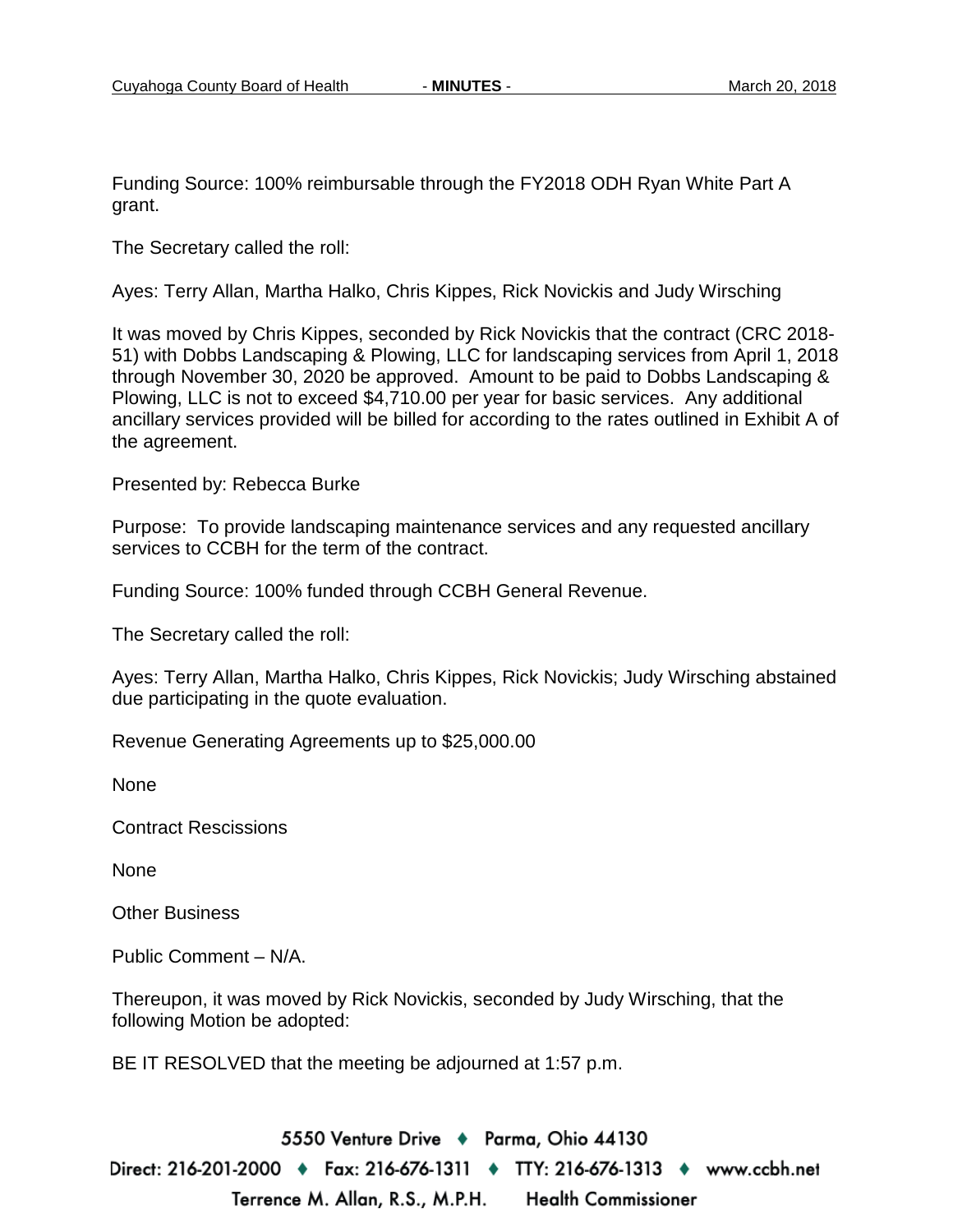Funding Source: 100% reimbursable through the FY2018 ODH Ryan White Part A grant.

The Secretary called the roll:

Ayes: Terry Allan, Martha Halko, Chris Kippes, Rick Novickis and Judy Wirsching

It was moved by Chris Kippes, seconded by Rick Novickis that the contract (CRC 2018-51) with Dobbs Landscaping & Plowing, LLC for landscaping services from April 1, 2018 through November 30, 2020 be approved. Amount to be paid to Dobbs Landscaping & Plowing, LLC is not to exceed $4,710.00 per year for basic services. Any additional ancillary services provided will be billed for according to the rates outlined in Exhibit A of the agreement.

Presented by: Rebecca Burke

Purpose: To provide landscaping maintenance services and any requested ancillary services to CCBH for the term of the contract.

Funding Source: 100% funded through CCBH General Revenue.

The Secretary called the roll:

Ayes: Terry Allan, Martha Halko, Chris Kippes, Rick Novickis; Judy Wirsching abstained due participating in the quote evaluation.

Revenue Generating Agreements up to $25,000.00

None

Contract Rescissions

None

Other Business

Public Comment – N/A.

Thereupon, it was moved by Rick Novickis, seconded by Judy Wirsching, that the following Motion be adopted:

BE IT RESOLVED that the meeting be adjourned at 1:57 p.m.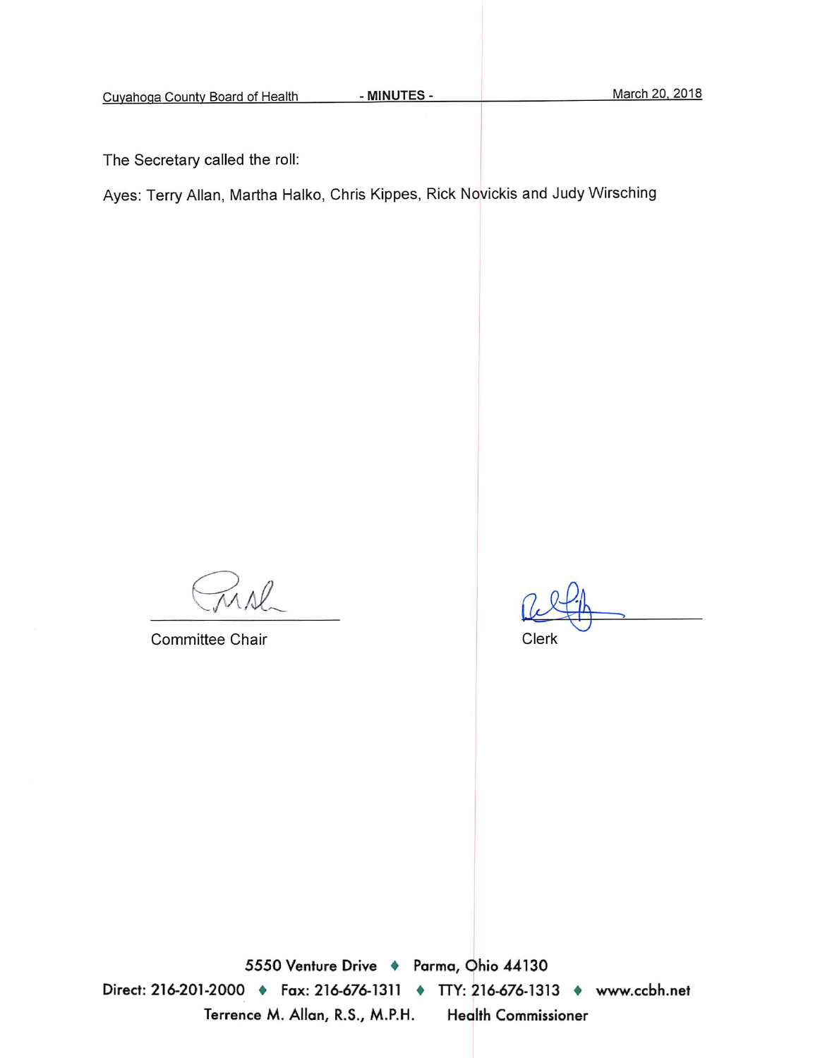The Secretary called the roll:

Ayes: Terry Allan, Martha Halko, Chris Kippes, Rick Novickis and Judy Wirsching

Committee Chair

Clerk